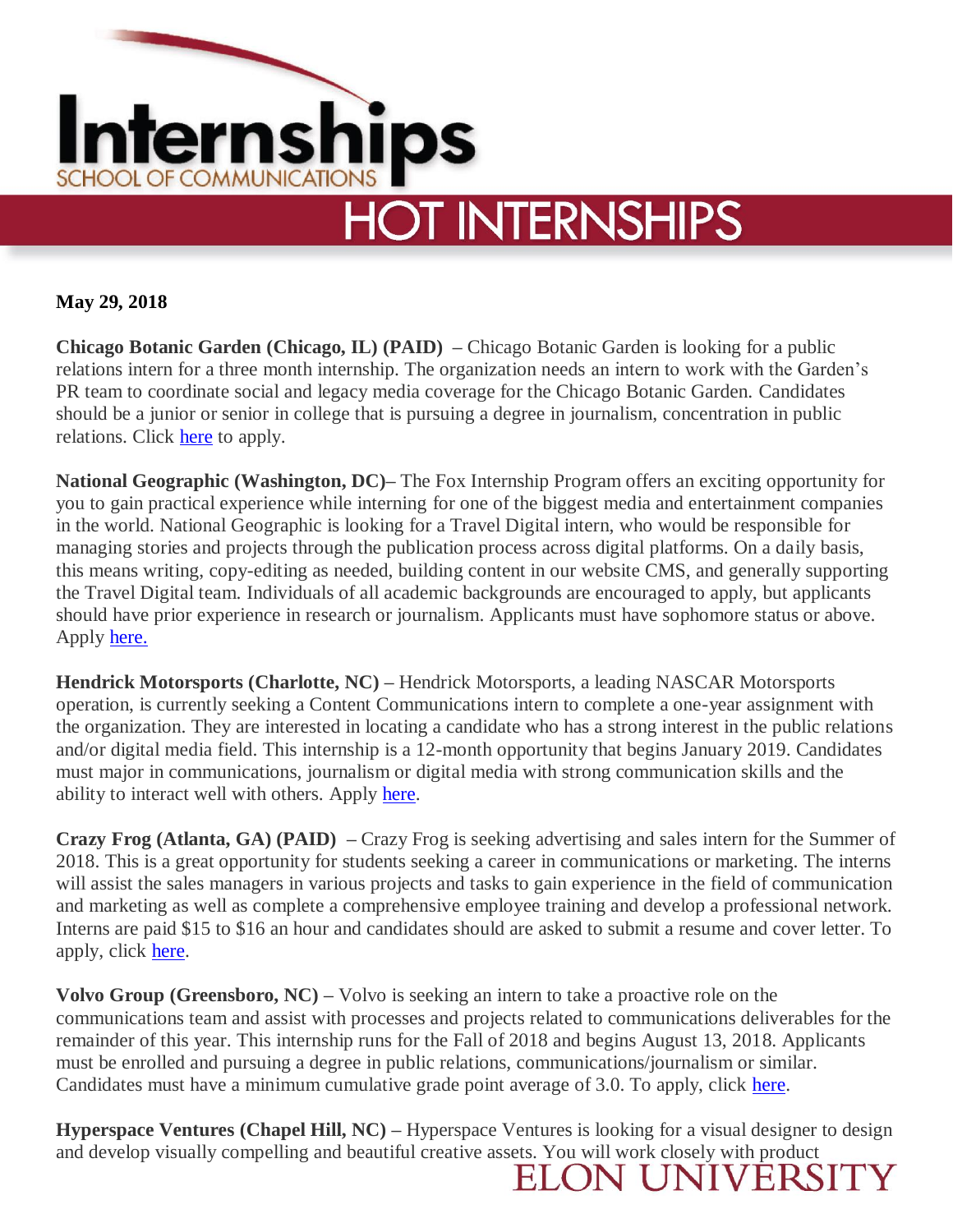# Internships

SCHOOL OF COMMUNICATIONS

## HOT INTERNSHIPS

**May 29, 2018**

**Chicago Botanic Garden (Chicago, IL) (PAID)** – Chicago Botanic Garden is looking for a public relations intern for a three month internship. The organization needs an intern to work with the Garden's PR team to coordinate social and legacy media coverage for the Chicago Botanic Garden. Candidates should be a junior or senior in college that is pursuing a degree in journalism, concentration in public relations. Click here to apply.

**National Geographic (Washington, DC)**– The Fox Internship Program offers an exciting opportunity for you to gain practical experience while interning for one of the biggest media and entertainment companies in the world. National Geographic is looking for a Travel Digital intern, who would be responsible for managing stories and projects through the publication process across digital platforms. On a daily basis, this means writing, copy-editing as needed, building content in our website CMS, and generally supporting the Travel Digital team. Individuals of all academic backgrounds are encouraged to apply, but applicants should have prior experience in research or journalism. Applicants must have sophomore status or above. Apply here.

**Hendrick Motorsports (Charlotte, NC)** – Hendrick Motorsports, a leading NASCAR Motorsports operation, is currently seeking a Content Communications intern to complete a one-year assignment with the organization. They are interested in locating a candidate who has a strong interest in the public relations and/or digital media field. This internship is a 12-month opportunity that begins January 2019. Candidates must major in communications, journalism or digital media with strong communication skills and the ability to interact well with others. Apply here.

**Crazy Frog (Atlanta, GA) (PAID)** – Crazy Frog is seeking advertising and sales intern for the Summer of 2018. This is a great opportunity for students seeking a career in communications or marketing. The interns will assist the sales managers in various projects and tasks to gain experience in the field of communication and marketing as well as complete a comprehensive employee training and develop a professional network. Interns are paid $15 to $16 an hour and candidates should are asked to submit a resume and cover letter. To apply, click here.

**Volvo Group (Greensboro, NC)** – Volvo is seeking an intern to take a proactive role on the communications team and assist with processes and projects related to communications deliverables for the remainder of this year. This internship runs for the Fall of 2018 and begins August 13, 2018. Applicants must be enrolled and pursuing a degree in public relations, communications/journalism or similar. Candidates must have a minimum cumulative grade point average of 3.0. To apply, click here.

**Hyperspace Ventures (Chapel Hill, NC)** – Hyperspace Ventures is looking for a visual designer to design and develop visually compelling and beautiful creative assets. You will work closely with product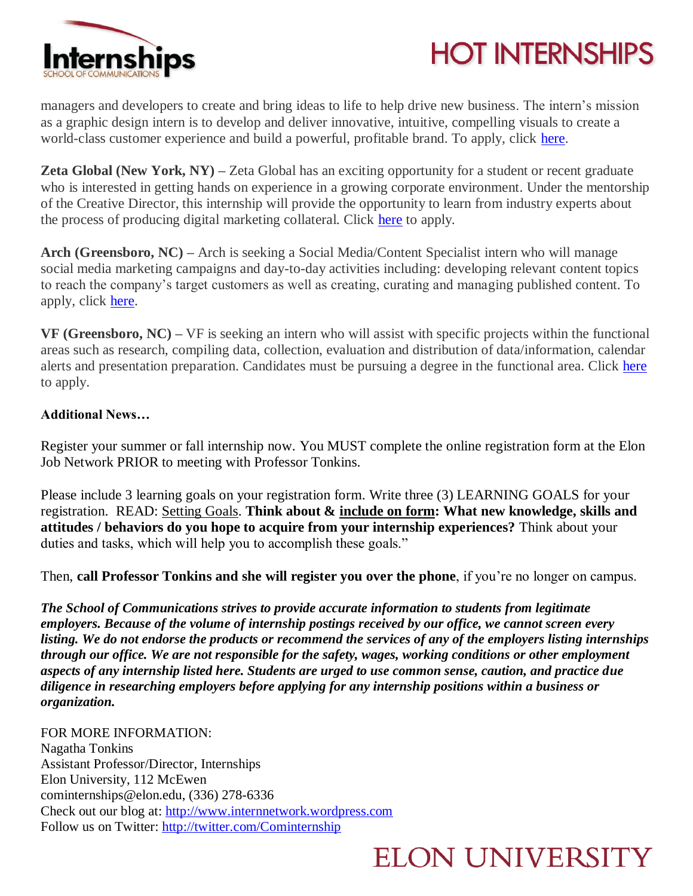managers and developers to create and bring ideas to life to help drive new business. The intern's mission as a graphic design intern is to develop and deliver innovative, intuitive, compelling visuals to create a world-class customer experience and build a powerful, profitable brand. To apply, click here.

**Zeta Global (New York, NY) –** Zeta Global has an exciting opportunity for a student or recent graduate who is interested in getting hands on experience in a growing corporate environment. Under the mentorship of the Creative Director, this internship will provide the opportunity to learn from industry experts about the process of producing digital marketing collateral. Click here to apply.

**Arch (Greensboro, NC) –** Arch is seeking a Social Media/Content Specialist intern who will manage social media marketing campaigns and day-to-day activities including: developing relevant content topics to reach the company's target customers as well as creating, curating and managing published content. To apply, click here.

**VF (Greensboro, NC) –** VF is seeking an intern who will assist with specific projects within the functional areas such as research, compiling data, collection, evaluation and distribution of data/information, calendar alerts and presentation preparation. Candidates must be pursuing a degree in the functional area. Click here to apply.

**Additional News…**

Register your summer or fall internship now. You MUST complete the online registration form at the Elon Job Network PRIOR to meeting with Professor Tonkins.

Please include 3 learning goals on your registration form. Write three (3) LEARNING GOALS for your registration. READ: Setting Goals. **Think about & include on form: What new knowledge, skills and attitudes / behaviors do you hope to acquire from your internship experiences?** Think about your duties and tasks, which will help you to accomplish these goals."

Then, **call Professor Tonkins and she will register you over the phone**, if you're no longer on campus.

***The School of Communications strives to provide accurate information to students from legitimate employers. Because of the volume of internship postings received by our office, we cannot screen every listing. We do not endorse the products or recommend the services of any of the employers listing internships through our office. We are not responsible for the safety, wages, working conditions or other employment aspects of any internship listed here. Students are urged to use common sense, caution, and practice due diligence in researching employers before applying for any internship positions within a business or organization.***

FOR MORE INFORMATION:
Nagatha Tonkins
Assistant Professor/Director, Internships
Elon University, 112 McEwen
cominternships@elon.edu, (336) 278-6336
Check out our blog at: http://www.internnetwork.wordpress.com
Follow us on Twitter: http://twitter.com/Cominternship